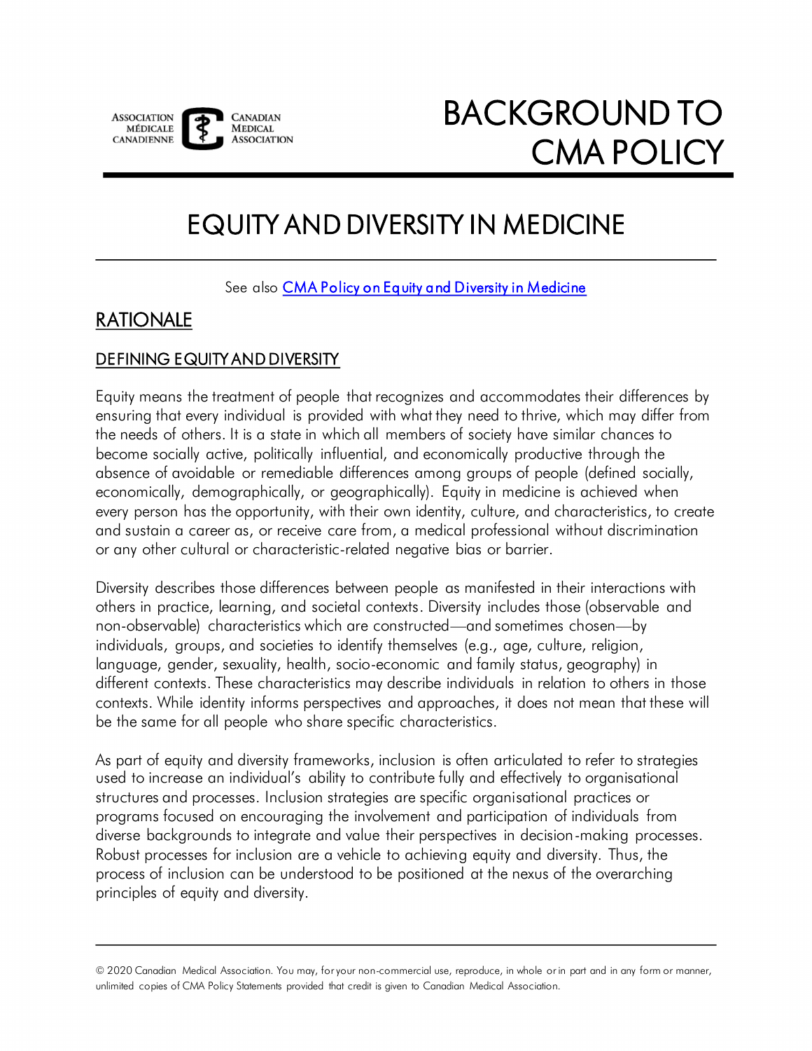ASSOCIATION MÉDICALE CANADIENNE — CANADIAN MEDICAL ASSOCIATION

# BACKGROUND TO CMA POLICY

# EQUITY AND DIVERSITY IN MEDICINE

See also CMA Policy on Equity and Diversity in Medicine

## RATIONALE

### DEFINING EQUITY AND DIVERSITY

Equity means the treatment of people that recognizes and accommodates their differences by ensuring that every individual is provided with what they need to thrive, which may differ from the needs of others. It is a state in which all members of society have similar chances to become socially active, politically influential, and economically productive through the absence of avoidable or remediable differences among groups of people (defined socially, economically, demographically, or geographically). Equity in medicine is achieved when every person has the opportunity, with their own identity, culture, and characteristics, to create and sustain a career as, or receive care from, a medical professional without discrimination or any other cultural or characteristic-related negative bias or barrier.

Diversity describes those differences between people as manifested in their interactions with others in practice, learning, and societal contexts. Diversity includes those (observable and non-observable) characteristics which are constructed—and sometimes chosen—by individuals, groups, and societies to identify themselves (e.g., age, culture, religion, language, gender, sexuality, health, socio-economic and family status, geography) in different contexts. These characteristics may describe individuals in relation to others in those contexts. While identity informs perspectives and approaches, it does not mean that these will be the same for all people who share specific characteristics.

As part of equity and diversity frameworks, inclusion is often articulated to refer to strategies used to increase an individual's ability to contribute fully and effectively to organisational structures and processes. Inclusion strategies are specific organisational practices or programs focused on encouraging the involvement and participation of individuals from diverse backgrounds to integrate and value their perspectives in decision-making processes. Robust processes for inclusion are a vehicle to achieving equity and diversity. Thus, the process of inclusion can be understood to be positioned at the nexus of the overarching principles of equity and diversity.

© 2020 Canadian Medical Association. You may, for your non-commercial use, reproduce, in whole or in part and in any form or manner, unlimited copies of CMA Policy Statements provided that credit is given to Canadian Medical Association.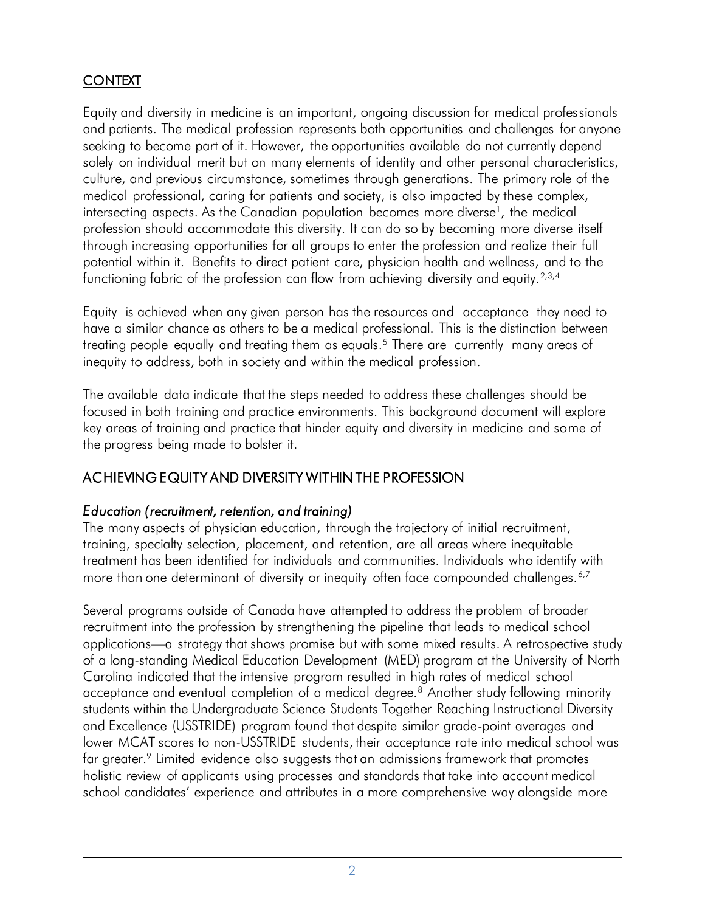## CONTEXT

Equity and diversity in medicine is an important, ongoing discussion for medical professionals and patients. The medical profession represents both opportunities and challenges for anyone seeking to become part of it. However, the opportunities available do not currently depend solely on individual merit but on many elements of identity and other personal characteristics, culture, and previous circumstance, sometimes through generations. The primary role of the medical professional, caring for patients and society, is also impacted by these complex, intersecting aspects. As the Canadian population becomes more diverse[1], the medical profession should accommodate this diversity. It can do so by becoming more diverse itself through increasing opportunities for all groups to enter the profession and realize their full potential within it. Benefits to direct patient care, physician health and wellness, and to the functioning fabric of the profession can flow from achieving diversity and equity.[2,3,4]

Equity is achieved when any given person has the resources and acceptance they need to have a similar chance as others to be a medical professional. This is the distinction between treating people equally and treating them as equals.[5] There are currently many areas of inequity to address, both in society and within the medical profession.

The available data indicate that the steps needed to address these challenges should be focused in both training and practice environments. This background document will explore key areas of training and practice that hinder equity and diversity in medicine and some of the progress being made to bolster it.

## ACHIEVING EQUITY AND DIVERSITY WITHIN THE PROFESSION

### *Education (recruitment, retention, and training)*

The many aspects of physician education, through the trajectory of initial recruitment, training, specialty selection, placement, and retention, are all areas where inequitable treatment has been identified for individuals and communities. Individuals who identify with more than one determinant of diversity or inequity often face compounded challenges.[6,7]

Several programs outside of Canada have attempted to address the problem of broader recruitment into the profession by strengthening the pipeline that leads to medical school applications—a strategy that shows promise but with some mixed results. A retrospective study of a long-standing Medical Education Development (MED) program at the University of North Carolina indicated that the intensive program resulted in high rates of medical school acceptance and eventual completion of a medical degree.[8] Another study following minority students within the Undergraduate Science Students Together Reaching Instructional Diversity and Excellence (USSTRIDE) program found that despite similar grade-point averages and lower MCAT scores to non-USSTRIDE students, their acceptance rate into medical school was far greater.[9] Limited evidence also suggests that an admissions framework that promotes holistic review of applicants using processes and standards that take into account medical school candidates' experience and attributes in a more comprehensive way alongside more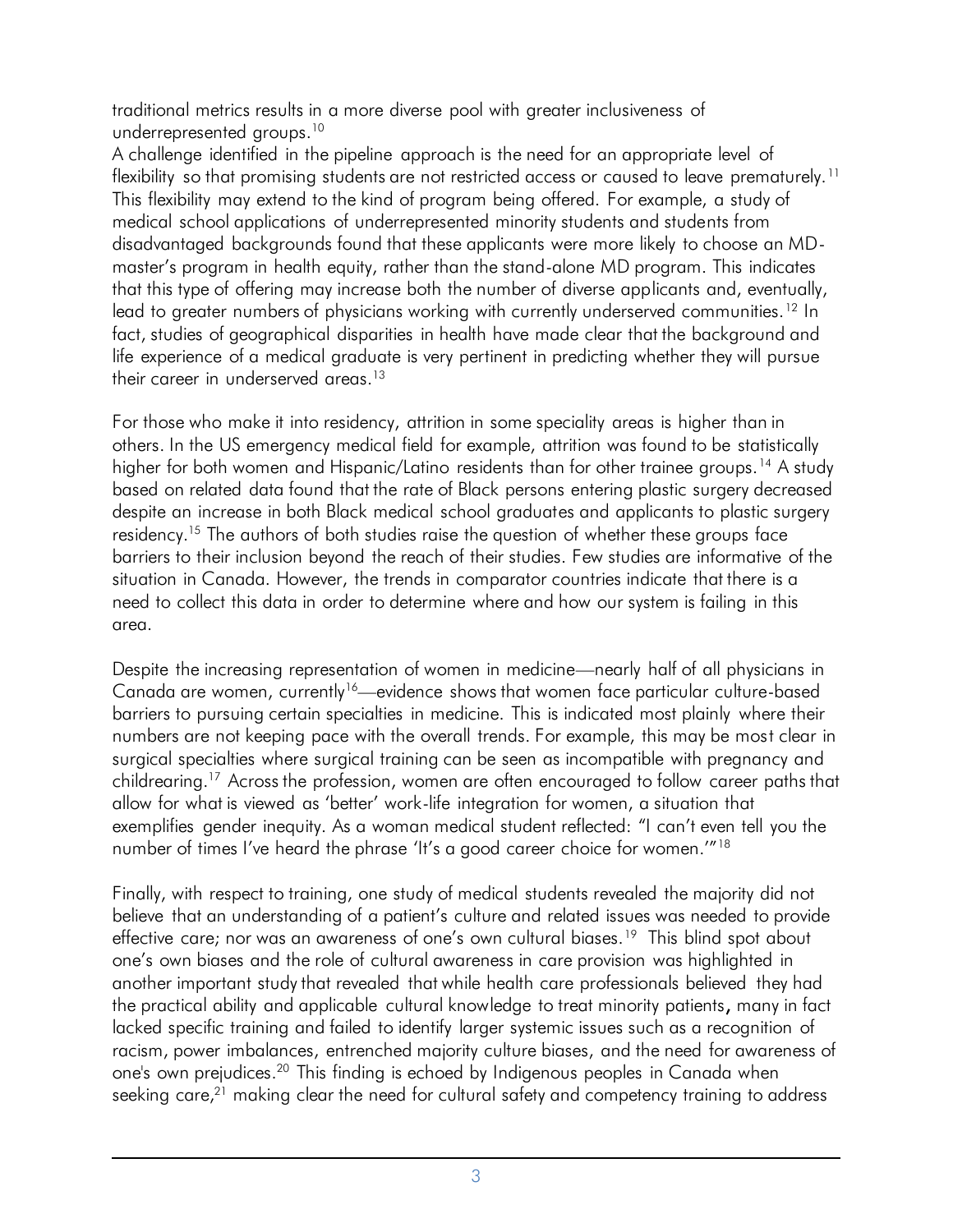traditional metrics results in a more diverse pool with greater inclusiveness of underrepresented groups.[10]

A challenge identified in the pipeline approach is the need for an appropriate level of flexibility so that promising students are not restricted access or caused to leave prematurely.[11] This flexibility may extend to the kind of program being offered. For example, a study of medical school applications of underrepresented minority students and students from disadvantaged backgrounds found that these applicants were more likely to choose an MD-master's program in health equity, rather than the stand-alone MD program. This indicates that this type of offering may increase both the number of diverse applicants and, eventually, lead to greater numbers of physicians working with currently underserved communities.[12] In fact, studies of geographical disparities in health have made clear that the background and life experience of a medical graduate is very pertinent in predicting whether they will pursue their career in underserved areas.[13]

For those who make it into residency, attrition in some speciality areas is higher than in others. In the US emergency medical field for example, attrition was found to be statistically higher for both women and Hispanic/Latino residents than for other trainee groups.[14] A study based on related data found that the rate of Black persons entering plastic surgery decreased despite an increase in both Black medical school graduates and applicants to plastic surgery residency.[15] The authors of both studies raise the question of whether these groups face barriers to their inclusion beyond the reach of their studies. Few studies are informative of the situation in Canada. However, the trends in comparator countries indicate that there is a need to collect this data in order to determine where and how our system is failing in this area.

Despite the increasing representation of women in medicine—nearly half of all physicians in Canada are women, currently[16]—evidence shows that women face particular culture-based barriers to pursuing certain specialties in medicine. This is indicated most plainly where their numbers are not keeping pace with the overall trends. For example, this may be most clear in surgical specialties where surgical training can be seen as incompatible with pregnancy and childrearing.[17] Across the profession, women are often encouraged to follow career paths that allow for what is viewed as 'better' work-life integration for women, a situation that exemplifies gender inequity. As a woman medical student reflected: "I can't even tell you the number of times I've heard the phrase 'It's a good career choice for women.'"[18]

Finally, with respect to training, one study of medical students revealed the majority did not believe that an understanding of a patient's culture and related issues was needed to provide effective care; nor was an awareness of one's own cultural biases.[19] This blind spot about one's own biases and the role of cultural awareness in care provision was highlighted in another important study that revealed that while health care professionals believed they had the practical ability and applicable cultural knowledge to treat minority patients, many in fact lacked specific training and failed to identify larger systemic issues such as a recognition of racism, power imbalances, entrenched majority culture biases, and the need for awareness of one's own prejudices.[20] This finding is echoed by Indigenous peoples in Canada when seeking care,[21] making clear the need for cultural safety and competency training to address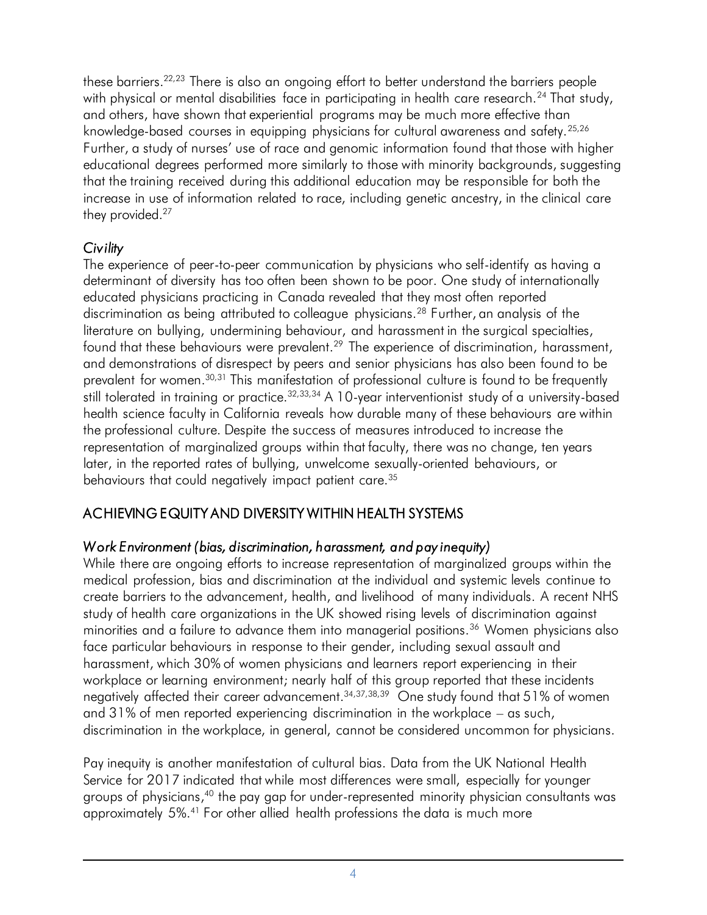these barriers.[22,23] There is also an ongoing effort to better understand the barriers people with physical or mental disabilities face in participating in health care research.[24] That study, and others, have shown that experiential programs may be much more effective than knowledge-based courses in equipping physicians for cultural awareness and safety.[25,26] Further, a study of nurses' use of race and genomic information found that those with higher educational degrees performed more similarly to those with minority backgrounds, suggesting that the training received during this additional education may be responsible for both the increase in use of information related to race, including genetic ancestry, in the clinical care they provided.[27]

### *Civility*

The experience of peer-to-peer communication by physicians who self-identify as having a determinant of diversity has too often been shown to be poor. One study of internationally educated physicians practicing in Canada revealed that they most often reported discrimination as being attributed to colleague physicians.[28] Further, an analysis of the literature on bullying, undermining behaviour, and harassment in the surgical specialties, found that these behaviours were prevalent.[29] The experience of discrimination, harassment, and demonstrations of disrespect by peers and senior physicians has also been found to be prevalent for women.[30,31] This manifestation of professional culture is found to be frequently still tolerated in training or practice.[32,33,34] A 10-year interventionist study of a university-based health science faculty in California reveals how durable many of these behaviours are within the professional culture. Despite the success of measures introduced to increase the representation of marginalized groups within that faculty, there was no change, ten years later, in the reported rates of bullying, unwelcome sexually-oriented behaviours, or behaviours that could negatively impact patient care.[35]

## ACHIEVING EQUITY AND DIVERSITY WITHIN HEALTH SYSTEMS

### *Work Environment (bias, discrimination, harassment, and pay inequity)*

While there are ongoing efforts to increase representation of marginalized groups within the medical profession, bias and discrimination at the individual and systemic levels continue to create barriers to the advancement, health, and livelihood of many individuals. A recent NHS study of health care organizations in the UK showed rising levels of discrimination against minorities and a failure to advance them into managerial positions.[36] Women physicians also face particular behaviours in response to their gender, including sexual assault and harassment, which 30% of women physicians and learners report experiencing in their workplace or learning environment; nearly half of this group reported that these incidents negatively affected their career advancement.[34,37,38,39] One study found that 51% of women and 31% of men reported experiencing discrimination in the workplace – as such, discrimination in the workplace, in general, cannot be considered uncommon for physicians.

Pay inequity is another manifestation of cultural bias. Data from the UK National Health Service for 2017 indicated that while most differences were small, especially for younger groups of physicians,[40] the pay gap for under-represented minority physician consultants was approximately 5%.[41] For other allied health professions the data is much more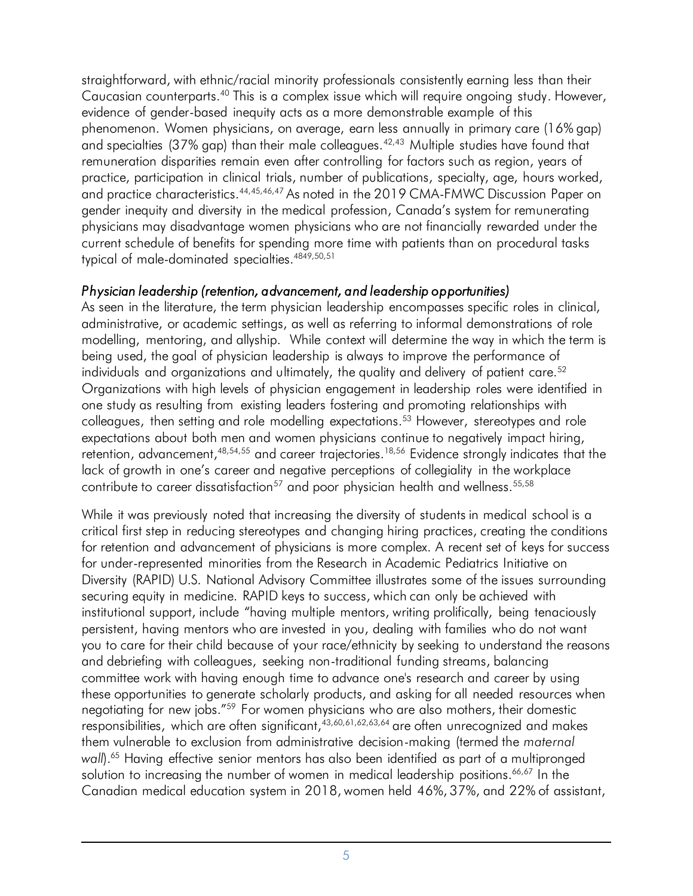straightforward, with ethnic/racial minority professionals consistently earning less than their Caucasian counterparts.[40] This is a complex issue which will require ongoing study. However, evidence of gender-based inequity acts as a more demonstrable example of this phenomenon. Women physicians, on average, earn less annually in primary care (16% gap) and specialties (37% gap) than their male colleagues.[42,43] Multiple studies have found that remuneration disparities remain even after controlling for factors such as region, years of practice, participation in clinical trials, number of publications, specialty, age, hours worked, and practice characteristics.[44,45,46,47] As noted in the 2019 CMA-FMWC Discussion Paper on gender inequity and diversity in the medical profession, Canada's system for remunerating physicians may disadvantage women physicians who are not financially rewarded under the current schedule of benefits for spending more time with patients than on procedural tasks typical of male-dominated specialties.[4849,50,51]

### *Physician leadership (retention, advancement, and leadership opportunities)*

As seen in the literature, the term physician leadership encompasses specific roles in clinical, administrative, or academic settings, as well as referring to informal demonstrations of role modelling, mentoring, and allyship. While context will determine the way in which the term is being used, the goal of physician leadership is always to improve the performance of individuals and organizations and ultimately, the quality and delivery of patient care.[52] Organizations with high levels of physician engagement in leadership roles were identified in one study as resulting from existing leaders fostering and promoting relationships with colleagues, then setting and role modelling expectations.[53] However, stereotypes and role expectations about both men and women physicians continue to negatively impact hiring, retention, advancement,[48,54,55] and career trajectories.[18,56] Evidence strongly indicates that the lack of growth in one's career and negative perceptions of collegiality in the workplace contribute to career dissatisfaction[57] and poor physician health and wellness.[55,58]

While it was previously noted that increasing the diversity of students in medical school is a critical first step in reducing stereotypes and changing hiring practices, creating the conditions for retention and advancement of physicians is more complex. A recent set of keys for success for under-represented minorities from the Research in Academic Pediatrics Initiative on Diversity (RAPID) U.S. National Advisory Committee illustrates some of the issues surrounding securing equity in medicine. RAPID keys to success, which can only be achieved with institutional support, include "having multiple mentors, writing prolifically, being tenaciously persistent, having mentors who are invested in you, dealing with families who do not want you to care for their child because of your race/ethnicity by seeking to understand the reasons and debriefing with colleagues, seeking non-traditional funding streams, balancing committee work with having enough time to advance one's research and career by using these opportunities to generate scholarly products, and asking for all needed resources when negotiating for new jobs."[59] For women physicians who are also mothers, their domestic responsibilities, which are often significant,[43,60,61,62,63,64] are often unrecognized and makes them vulnerable to exclusion from administrative decision-making (termed the *maternal wall*).[65] Having effective senior mentors has also been identified as part of a multipronged solution to increasing the number of women in medical leadership positions.[66,67] In the Canadian medical education system in 2018, women held 46%, 37%, and 22% of assistant,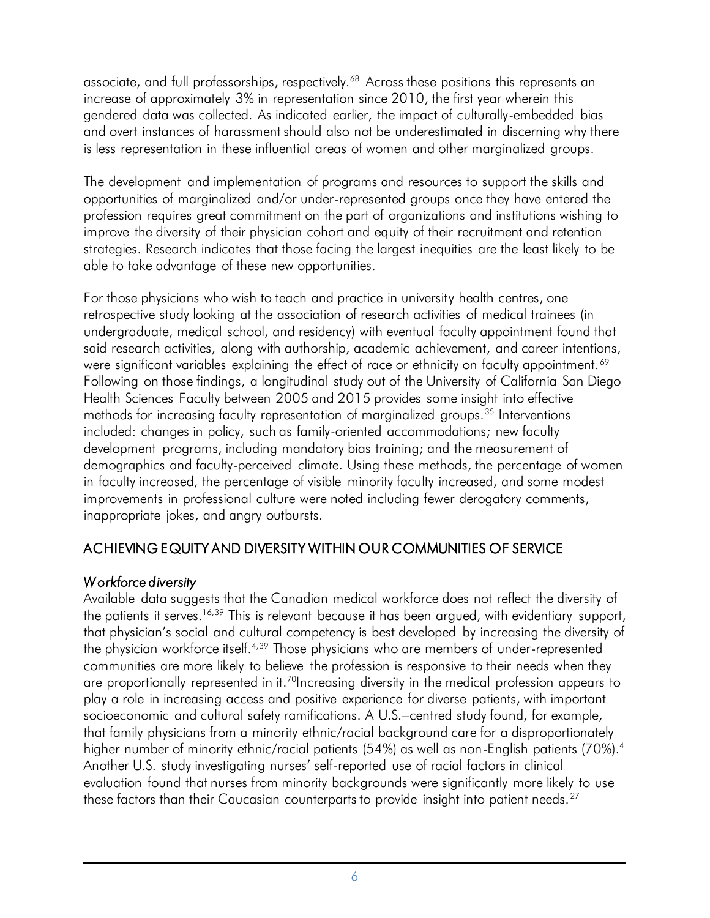associate, and full professorships, respectively.[68] Across these positions this represents an increase of approximately 3% in representation since 2010, the first year wherein this gendered data was collected. As indicated earlier, the impact of culturally-embedded bias and overt instances of harassment should also not be underestimated in discerning why there is less representation in these influential areas of women and other marginalized groups.

The development and implementation of programs and resources to support the skills and opportunities of marginalized and/or under-represented groups once they have entered the profession requires great commitment on the part of organizations and institutions wishing to improve the diversity of their physician cohort and equity of their recruitment and retention strategies. Research indicates that those facing the largest inequities are the least likely to be able to take advantage of these new opportunities.

For those physicians who wish to teach and practice in university health centres, one retrospective study looking at the association of research activities of medical trainees (in undergraduate, medical school, and residency) with eventual faculty appointment found that said research activities, along with authorship, academic achievement, and career intentions, were significant variables explaining the effect of race or ethnicity on faculty appointment.[69] Following on those findings, a longitudinal study out of the University of California San Diego Health Sciences Faculty between 2005 and 2015 provides some insight into effective methods for increasing faculty representation of marginalized groups.[35] Interventions included: changes in policy, such as family-oriented accommodations; new faculty development programs, including mandatory bias training; and the measurement of demographics and faculty-perceived climate. Using these methods, the percentage of women in faculty increased, the percentage of visible minority faculty increased, and some modest improvements in professional culture were noted including fewer derogatory comments, inappropriate jokes, and angry outbursts.

## ACHIEVING EQUITY AND DIVERSITY WITHIN OUR COMMUNITIES OF SERVICE

### *Workforce diversity*

Available data suggests that the Canadian medical workforce does not reflect the diversity of the patients it serves.[16,39] This is relevant because it has been argued, with evidentiary support, that physician's social and cultural competency is best developed by increasing the diversity of the physician workforce itself.[4,39] Those physicians who are members of under-represented communities are more likely to believe the profession is responsive to their needs when they are proportionally represented in it.[70]Increasing diversity in the medical profession appears to play a role in increasing access and positive experience for diverse patients, with important socioeconomic and cultural safety ramifications. A U.S.–centred study found, for example, that family physicians from a minority ethnic/racial background care for a disproportionately higher number of minority ethnic/racial patients (54%) as well as non-English patients (70%).[4] Another U.S. study investigating nurses' self-reported use of racial factors in clinical evaluation found that nurses from minority backgrounds were significantly more likely to use these factors than their Caucasian counterparts to provide insight into patient needs.[27]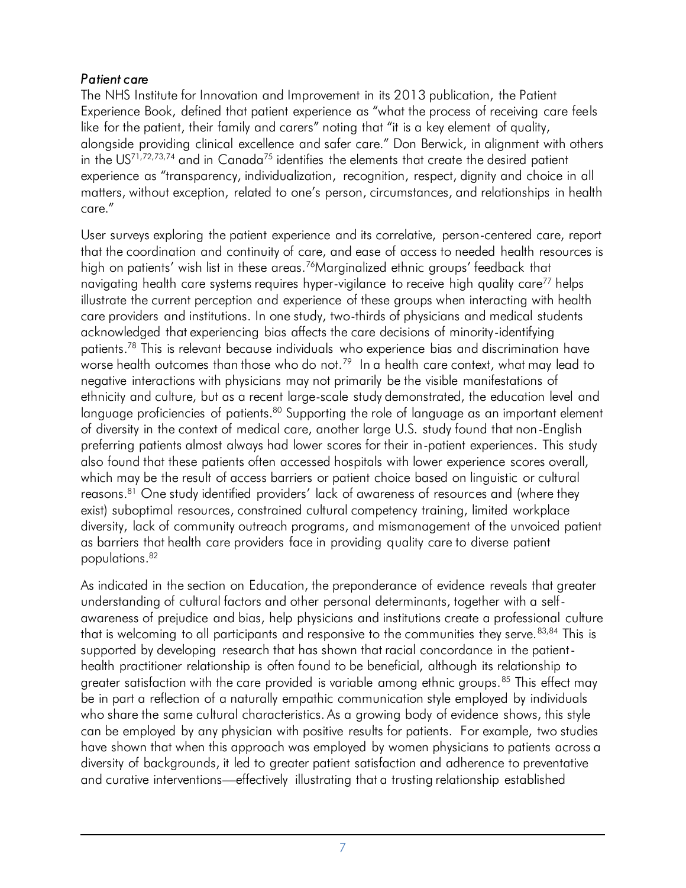*Patient care*

The NHS Institute for Innovation and Improvement in its 2013 publication, the Patient Experience Book, defined that patient experience as "what the process of receiving care feels like for the patient, their family and carers" noting that "it is a key element of quality, alongside providing clinical excellence and safer care." Don Berwick, in alignment with others in the US[71,72,73,74] and in Canada[75] identifies the elements that create the desired patient experience as "transparency, individualization, recognition, respect, dignity and choice in all matters, without exception, related to one's person, circumstances, and relationships in health care."

User surveys exploring the patient experience and its correlative, person-centered care, report that the coordination and continuity of care, and ease of access to needed health resources is high on patients' wish list in these areas.[76]Marginalized ethnic groups' feedback that navigating health care systems requires hyper-vigilance to receive high quality care[77] helps illustrate the current perception and experience of these groups when interacting with health care providers and institutions. In one study, two-thirds of physicians and medical students acknowledged that experiencing bias affects the care decisions of minority-identifying patients.[78] This is relevant because individuals who experience bias and discrimination have worse health outcomes than those who do not.[79] In a health care context, what may lead to negative interactions with physicians may not primarily be the visible manifestations of ethnicity and culture, but as a recent large-scale study demonstrated, the education level and language proficiencies of patients.[80] Supporting the role of language as an important element of diversity in the context of medical care, another large U.S. study found that non-English preferring patients almost always had lower scores for their in-patient experiences. This study also found that these patients often accessed hospitals with lower experience scores overall, which may be the result of access barriers or patient choice based on linguistic or cultural reasons.[81] One study identified providers' lack of awareness of resources and (where they exist) suboptimal resources, constrained cultural competency training, limited workplace diversity, lack of community outreach programs, and mismanagement of the unvoiced patient as barriers that health care providers face in providing quality care to diverse patient populations.[82]

As indicated in the section on Education, the preponderance of evidence reveals that greater understanding of cultural factors and other personal determinants, together with a self-awareness of prejudice and bias, help physicians and institutions create a professional culture that is welcoming to all participants and responsive to the communities they serve.[83,84] This is supported by developing research that has shown that racial concordance in the patient-health practitioner relationship is often found to be beneficial, although its relationship to greater satisfaction with the care provided is variable among ethnic groups.[85] This effect may be in part a reflection of a naturally empathic communication style employed by individuals who share the same cultural characteristics. As a growing body of evidence shows, this style can be employed by any physician with positive results for patients. For example, two studies have shown that when this approach was employed by women physicians to patients across a diversity of backgrounds, it led to greater patient satisfaction and adherence to preventative and curative interventions—effectively illustrating that a trusting relationship established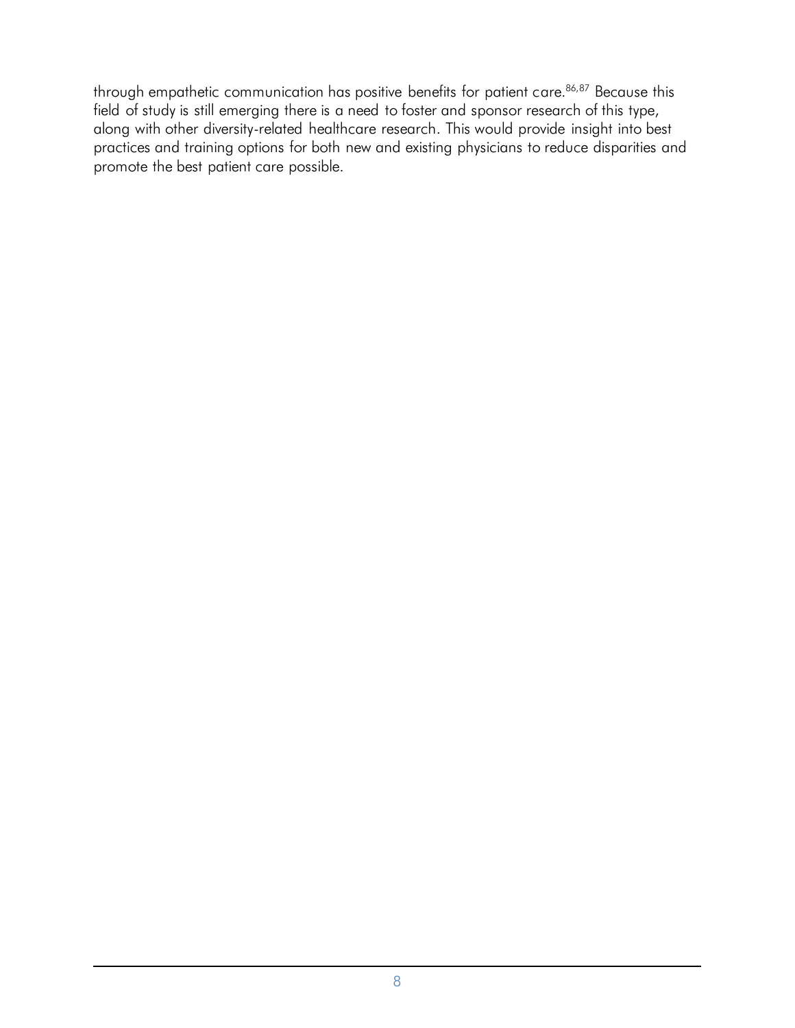through empathetic communication has positive benefits for patient care.[86,87] Because this field of study is still emerging there is a need to foster and sponsor research of this type, along with other diversity-related healthcare research. This would provide insight into best practices and training options for both new and existing physicians to reduce disparities and promote the best patient care possible.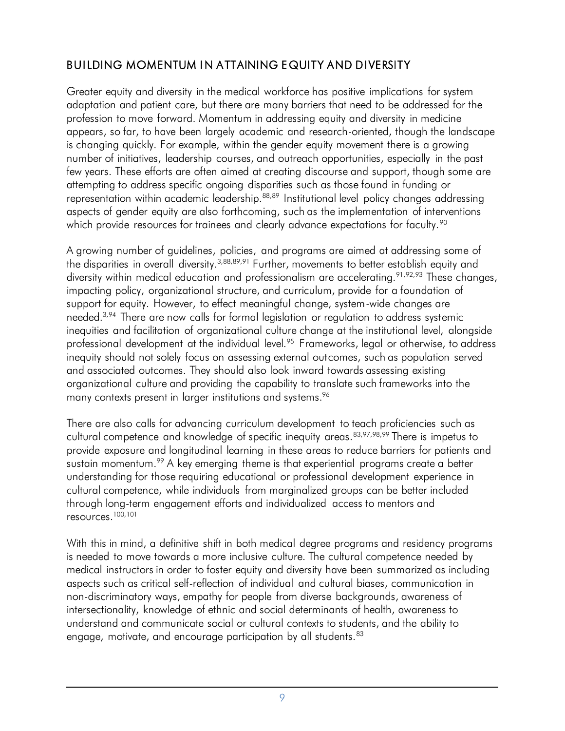## BUILDING MOMENTUM IN ATTAINING EQUITY AND DIVERSITY

Greater equity and diversity in the medical workforce has positive implications for system adaptation and patient care, but there are many barriers that need to be addressed for the profession to move forward. Momentum in addressing equity and diversity in medicine appears, so far, to have been largely academic and research-oriented, though the landscape is changing quickly. For example, within the gender equity movement there is a growing number of initiatives, leadership courses, and outreach opportunities, especially in the past few years. These efforts are often aimed at creating discourse and support, though some are attempting to address specific ongoing disparities such as those found in funding or representation within academic leadership.[88,89] Institutional level policy changes addressing aspects of gender equity are also forthcoming, such as the implementation of interventions which provide resources for trainees and clearly advance expectations for faculty.[90]

A growing number of guidelines, policies, and programs are aimed at addressing some of the disparities in overall diversity.[3,88,89,91] Further, movements to better establish equity and diversity within medical education and professionalism are accelerating.[91,92,93] These changes, impacting policy, organizational structure, and curriculum, provide for a foundation of support for equity. However, to effect meaningful change, system-wide changes are needed.[3,94] There are now calls for formal legislation or regulation to address systemic inequities and facilitation of organizational culture change at the institutional level, alongside professional development at the individual level.[95] Frameworks, legal or otherwise, to address inequity should not solely focus on assessing external outcomes, such as population served and associated outcomes. They should also look inward towards assessing existing organizational culture and providing the capability to translate such frameworks into the many contexts present in larger institutions and systems.[96]

There are also calls for advancing curriculum development to teach proficiencies such as cultural competence and knowledge of specific inequity areas.[83,97,98,99] There is impetus to provide exposure and longitudinal learning in these areas to reduce barriers for patients and sustain momentum.[99] A key emerging theme is that experiential programs create a better understanding for those requiring educational or professional development experience in cultural competence, while individuals from marginalized groups can be better included through long-term engagement efforts and individualized access to mentors and resources.[100,101]

With this in mind, a definitive shift in both medical degree programs and residency programs is needed to move towards a more inclusive culture. The cultural competence needed by medical instructors in order to foster equity and diversity have been summarized as including aspects such as critical self-reflection of individual and cultural biases, communication in non-discriminatory ways, empathy for people from diverse backgrounds, awareness of intersectionality, knowledge of ethnic and social determinants of health, awareness to understand and communicate social or cultural contexts to students, and the ability to engage, motivate, and encourage participation by all students.[83]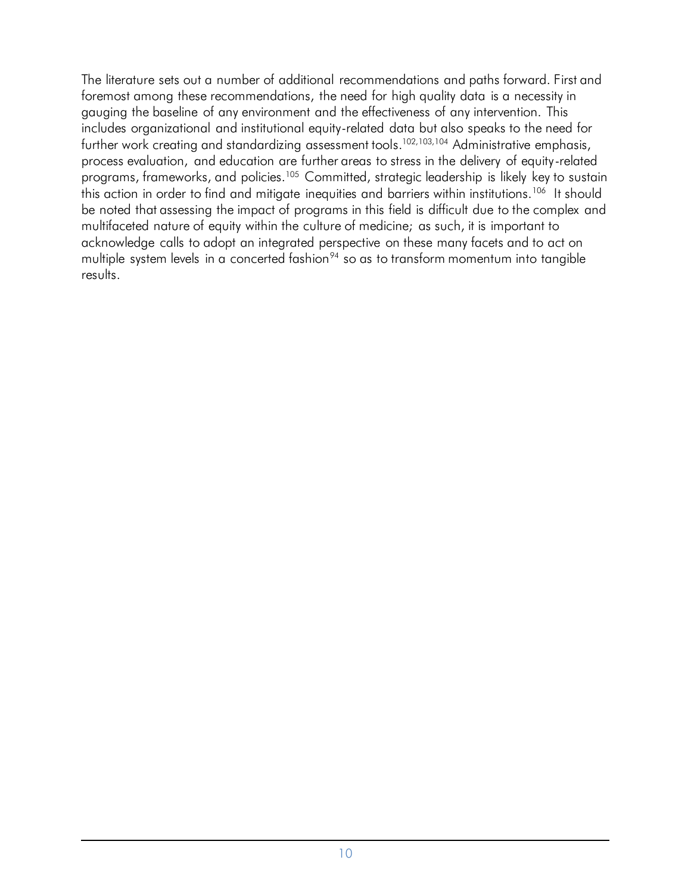The literature sets out a number of additional recommendations and paths forward. First and foremost among these recommendations, the need for high quality data is a necessity in gauging the baseline of any environment and the effectiveness of any intervention. This includes organizational and institutional equity-related data but also speaks to the need for further work creating and standardizing assessment tools.[102,103,104] Administrative emphasis, process evaluation, and education are further areas to stress in the delivery of equity-related programs, frameworks, and policies.[105] Committed, strategic leadership is likely key to sustain this action in order to find and mitigate inequities and barriers within institutions.[106] It should be noted that assessing the impact of programs in this field is difficult due to the complex and multifaceted nature of equity within the culture of medicine; as such, it is important to acknowledge calls to adopt an integrated perspective on these many facets and to act on multiple system levels in a concerted fashion[94] so as to transform momentum into tangible results.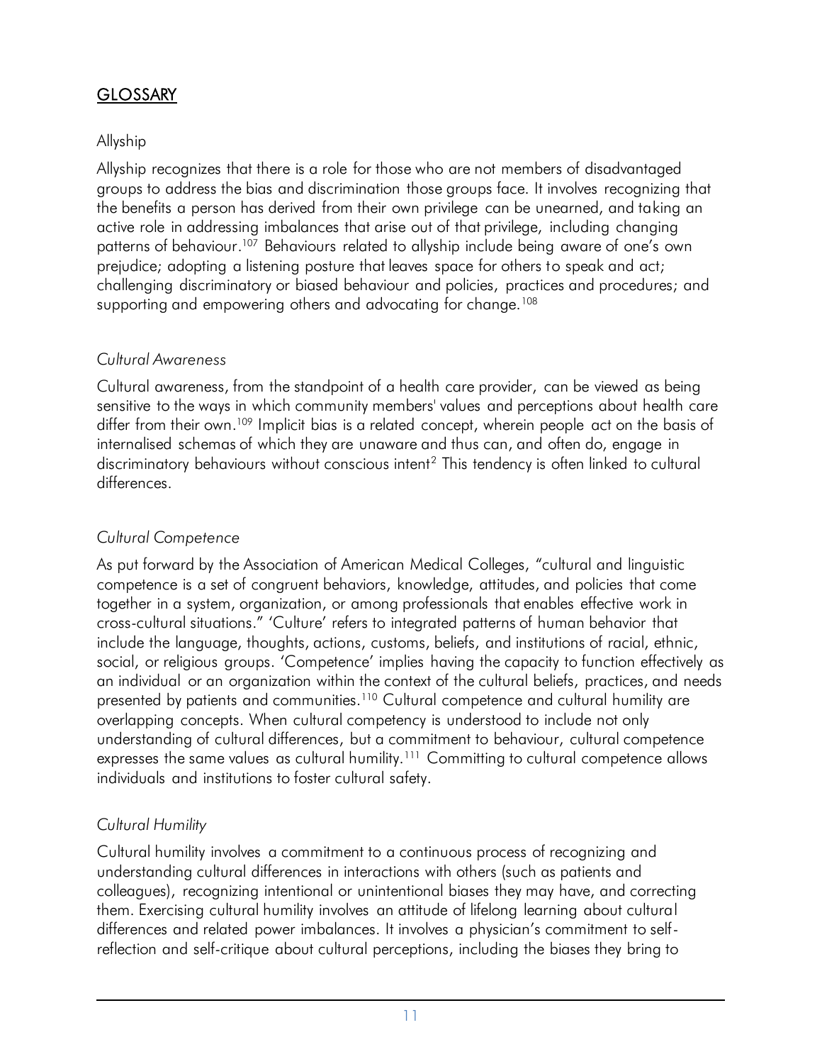## GLOSSARY

### Allyship

Allyship recognizes that there is a role for those who are not members of disadvantaged groups to address the bias and discrimination those groups face. It involves recognizing that the benefits a person has derived from their own privilege can be unearned, and taking an active role in addressing imbalances that arise out of that privilege, including changing patterns of behaviour.[107] Behaviours related to allyship include being aware of one's own prejudice; adopting a listening posture that leaves space for others to speak and act; challenging discriminatory or biased behaviour and policies, practices and procedures; and supporting and empowering others and advocating for change.[108]

### *Cultural Awareness*

Cultural awareness, from the standpoint of a health care provider, can be viewed as being sensitive to the ways in which community members' values and perceptions about health care differ from their own.[109] Implicit bias is a related concept, wherein people act on the basis of internalised schemas of which they are unaware and thus can, and often do, engage in discriminatory behaviours without conscious intent[2] This tendency is often linked to cultural differences.

### *Cultural Competence*

As put forward by the Association of American Medical Colleges, "cultural and linguistic competence is a set of congruent behaviors, knowledge, attitudes, and policies that come together in a system, organization, or among professionals that enables effective work in cross-cultural situations." 'Culture' refers to integrated patterns of human behavior that include the language, thoughts, actions, customs, beliefs, and institutions of racial, ethnic, social, or religious groups. 'Competence' implies having the capacity to function effectively as an individual or an organization within the context of the cultural beliefs, practices, and needs presented by patients and communities.[110] Cultural competence and cultural humility are overlapping concepts. When cultural competency is understood to include not only understanding of cultural differences, but a commitment to behaviour, cultural competence expresses the same values as cultural humility.[111] Committing to cultural competence allows individuals and institutions to foster cultural safety.

### *Cultural Humility*

Cultural humility involves a commitment to a continuous process of recognizing and understanding cultural differences in interactions with others (such as patients and colleagues), recognizing intentional or unintentional biases they may have, and correcting them. Exercising cultural humility involves an attitude of lifelong learning about cultural differences and related power imbalances. It involves a physician's commitment to self-reflection and self-critique about cultural perceptions, including the biases they bring to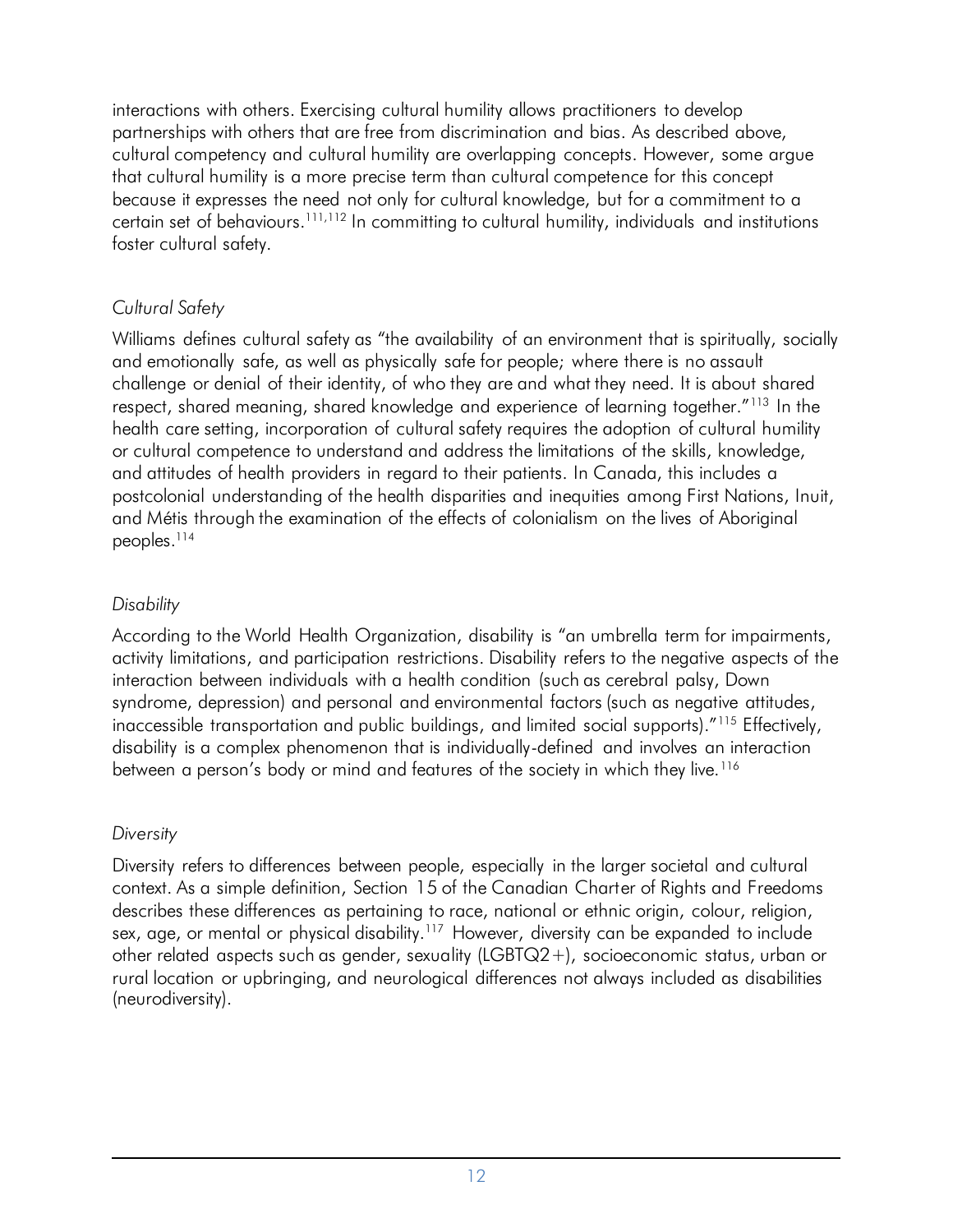interactions with others. Exercising cultural humility allows practitioners to develop partnerships with others that are free from discrimination and bias. As described above, cultural competency and cultural humility are overlapping concepts. However, some argue that cultural humility is a more precise term than cultural competence for this concept because it expresses the need not only for cultural knowledge, but for a commitment to a certain set of behaviours.[111,112] In committing to cultural humility, individuals and institutions foster cultural safety.

*Cultural Safety*

Williams defines cultural safety as "the availability of an environment that is spiritually, socially and emotionally safe, as well as physically safe for people; where there is no assault challenge or denial of their identity, of who they are and what they need. It is about shared respect, shared meaning, shared knowledge and experience of learning together."[113] In the health care setting, incorporation of cultural safety requires the adoption of cultural humility or cultural competence to understand and address the limitations of the skills, knowledge, and attitudes of health providers in regard to their patients. In Canada, this includes a postcolonial understanding of the health disparities and inequities among First Nations, Inuit, and Métis through the examination of the effects of colonialism on the lives of Aboriginal peoples.[114]

*Disability*

According to the World Health Organization, disability is "an umbrella term for impairments, activity limitations, and participation restrictions. Disability refers to the negative aspects of the interaction between individuals with a health condition (such as cerebral palsy, Down syndrome, depression) and personal and environmental factors (such as negative attitudes, inaccessible transportation and public buildings, and limited social supports)."[115] Effectively, disability is a complex phenomenon that is individually-defined and involves an interaction between a person's body or mind and features of the society in which they live.[116]

*Diversity*

Diversity refers to differences between people, especially in the larger societal and cultural context. As a simple definition, Section 15 of the Canadian Charter of Rights and Freedoms describes these differences as pertaining to race, national or ethnic origin, colour, religion, sex, age, or mental or physical disability.[117] However, diversity can be expanded to include other related aspects such as gender, sexuality (LGBTQ2+), socioeconomic status, urban or rural location or upbringing, and neurological differences not always included as disabilities (neurodiversity).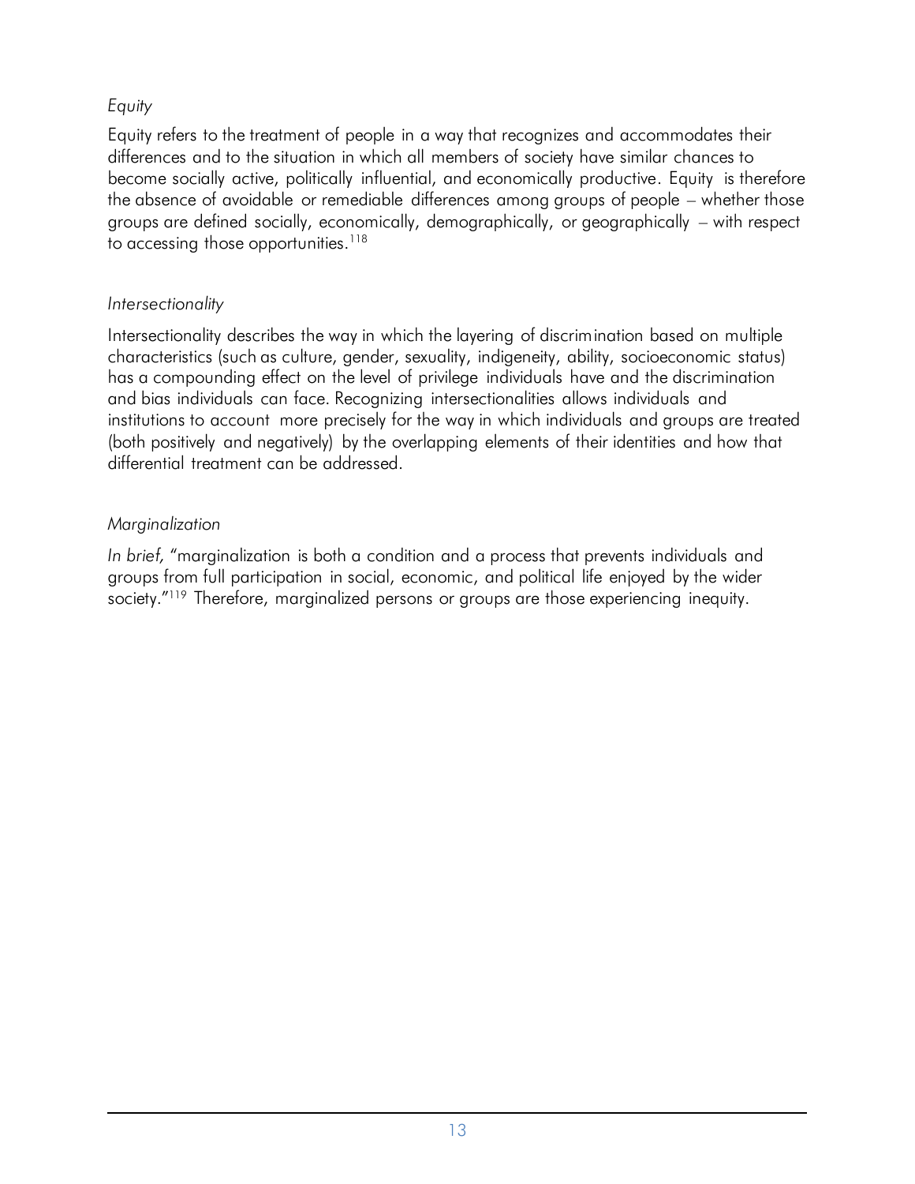*Equity*

Equity refers to the treatment of people in a way that recognizes and accommodates their differences and to the situation in which all members of society have similar chances to become socially active, politically influential, and economically productive. Equity is therefore the absence of avoidable or remediable differences among groups of people – whether those groups are defined socially, economically, demographically, or geographically – with respect to accessing those opportunities.[118]

*Intersectionality*

Intersectionality describes the way in which the layering of discrimination based on multiple characteristics (such as culture, gender, sexuality, indigeneity, ability, socioeconomic status) has a compounding effect on the level of privilege individuals have and the discrimination and bias individuals can face. Recognizing intersectionalities allows individuals and institutions to account more precisely for the way in which individuals and groups are treated (both positively and negatively) by the overlapping elements of their identities and how that differential treatment can be addressed.

*Marginalization*

*In brief,* "marginalization is both a condition and a process that prevents individuals and groups from full participation in social, economic, and political life enjoyed by the wider society."[119] Therefore, marginalized persons or groups are those experiencing inequity.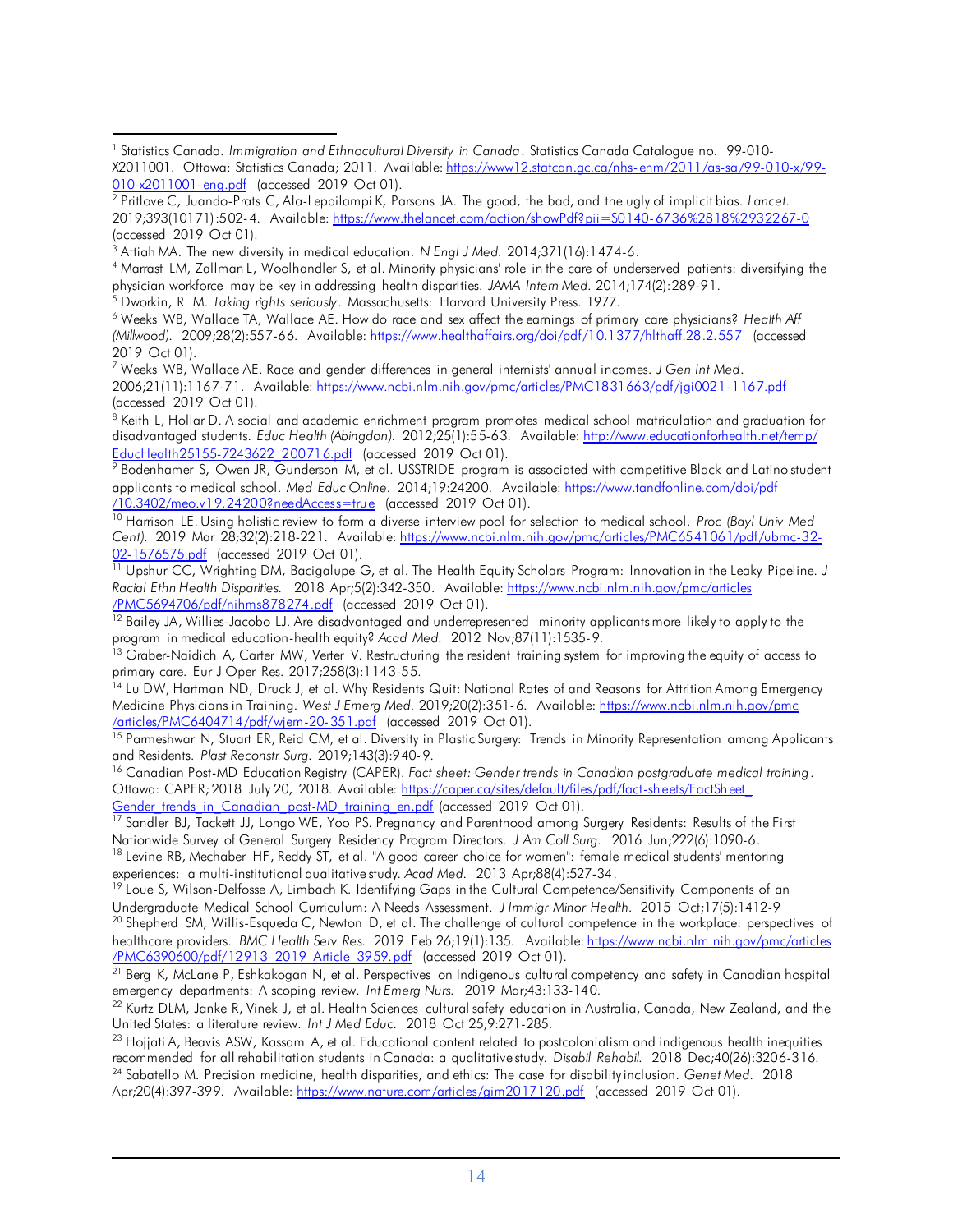[1] Statistics Canada. *Immigration and Ethnocultural Diversity in Canada*. Statistics Canada Catalogue no. 99-010-X2011001. Ottawa: Statistics Canada; 2011. Available: https://www12.statcan.gc.ca/nhs-enm/2011/as-sa/99-010-x/99-010-x2011001-eng.pdf (accessed 2019 Oct 01).

[2] Pritlove C, Juando-Prats C, Ala-Leppilampi K, Parsons JA. The good, the bad, and the ugly of implicit bias. *Lancet*. 2019;393(10171):502-4. Available: https://www.thelancet.com/action/showPdf?pii=S0140-6736%2818%2932267-0 (accessed 2019 Oct 01).

[3] Attiah MA. The new diversity in medical education. *N Engl J Med*. 2014;371(16):1474-6.

[4] Marrast LM, Zallman L, Woolhandler S, et al. Minority physicians' role in the care of underserved patients: diversifying the physician workforce may be key in addressing health disparities. *JAMA Intern Med*. 2014;174(2):289-91.

[5] Dworkin, R. M. *Taking rights seriously*. Massachusetts: Harvard University Press. 1977.

[6] Weeks WB, Wallace TA, Wallace AE. How do race and sex affect the earnings of primary care physicians? *Health Aff (Millwood)*. 2009;28(2):557-66. Available: https://www.healthaffairs.org/doi/pdf/10.1377/hlthaff.28.2.557 (accessed 2019 Oct 01).

[7] Weeks WB, Wallace AE. Race and gender differences in general internists' annual incomes. *J Gen Int Med*. 2006;21(11):1167-71. Available: https://www.ncbi.nlm.nih.gov/pmc/articles/PMC1831663/pdf/jgi0021-1167.pdf (accessed 2019 Oct 01).

[8] Keith L, Hollar D. A social and academic enrichment program promotes medical school matriculation and graduation for disadvantaged students. *Educ Health (Abingdon)*. 2012;25(1):55-63. Available: http://www.educationforhealth.net/temp/EducHealth25155-7243622_200716.pdf (accessed 2019 Oct 01).

[9] Bodenhamer S, Owen JR, Gunderson M, et al. USSTRIDE program is associated with competitive Black and Latino student applicants to medical school. *Med Educ Online*. 2014;19:24200. Available: https://www.tandfonline.com/doi/pdf/10.3402/meo.v19.24200?needAccess=true (accessed 2019 Oct 01).

[10] Harrison LE. Using holistic review to form a diverse interview pool for selection to medical school. *Proc (Bayl Univ Med Cent)*. 2019 Mar 28;32(2):218-221. Available: https://www.ncbi.nlm.nih.gov/pmc/articles/PMC6541061/pdf/ubmc-32-02-1576575.pdf (accessed 2019 Oct 01).

[11] Upshur CC, Wrighting DM, Bacigalupe G, et al. The Health Equity Scholars Program: Innovation in the Leaky Pipeline. *J Racial Ethn Health Disparities*. 2018 Apr;5(2):342-350. Available: https://www.ncbi.nlm.nih.gov/pmc/articles/PMC5694706/pdf/nihms878274.pdf (accessed 2019 Oct 01).

[12] Bailey JA, Willies-Jacobo LJ. Are disadvantaged and underrepresented minority applicants more likely to apply to the program in medical education-health equity? *Acad Med*. 2012 Nov;87(11):1535-9.

[13] Graber-Naidich A, Carter MW, Verter V. Restructuring the resident training system for improving the equity of access to primary care. Eur J Oper Res. 2017;258(3):1143-55.

[14] Lu DW, Hartman ND, Druck J, et al. Why Residents Quit: National Rates of and Reasons for Attrition Among Emergency Medicine Physicians in Training. *West J Emerg Med*. 2019;20(2):351-6. Available: https://www.ncbi.nlm.nih.gov/pmc/articles/PMC6404714/pdf/wjem-20-351.pdf (accessed 2019 Oct 01).

[15] Parmeshwar N, Stuart ER, Reid CM, et al. Diversity in Plastic Surgery: Trends in Minority Representation among Applicants and Residents. *Plast Reconstr Surg*. 2019;143(3):940-9.

[16] Canadian Post-MD Education Registry (CAPER). *Fact sheet: Gender trends in Canadian postgraduate medical training*. Ottawa: CAPER; 2018 July 20, 2018. Available: https://caper.ca/sites/default/files/pdf/fact-sheets/FactSheet_Gender_trends_in_Canadian_post-MD_training_en.pdf (accessed 2019 Oct 01).

[17] Sandler BJ, Tackett JJ, Longo WE, Yoo PS. Pregnancy and Parenthood among Surgery Residents: Results of the First Nationwide Survey of General Surgery Residency Program Directors. *J Am Coll Surg*. 2016 Jun;222(6):1090-6.

[18] Levine RB, Mechaber HF, Reddy ST, et al. "A good career choice for women": female medical students' mentoring experiences: a multi-institutional qualitative study. *Acad Med*. 2013 Apr;88(4):527-34.

[19] Loue S, Wilson-Delfosse A, Limbach K. Identifying Gaps in the Cultural Competence/Sensitivity Components of an Undergraduate Medical School Curriculum: A Needs Assessment. *J Immigr Minor Health*. 2015 Oct;17(5):1412-9

[20] Shepherd SM, Willis-Esqueda C, Newton D, et al. The challenge of cultural competence in the workplace: perspectives of healthcare providers. *BMC Health Serv Res*. 2019 Feb 26;19(1):135. Available: https://www.ncbi.nlm.nih.gov/pmc/articles/PMC6390600/pdf/12913_2019_Article_3959.pdf (accessed 2019 Oct 01).

[21] Berg K, McLane P, Eshkakogan N, et al. Perspectives on Indigenous cultural competency and safety in Canadian hospital emergency departments: A scoping review. *Int Emerg Nurs*. 2019 Mar;43:133-140.

[22] Kurtz DLM, Janke R, Vinek J, et al. Health Sciences cultural safety education in Australia, Canada, New Zealand, and the United States: a literature review. *Int J Med Educ*. 2018 Oct 25;9:271-285.

[23] Hojjati A, Beavis ASW, Kassam A, et al. Educational content related to postcolonialism and indigenous health inequities recommended for all rehabilitation students in Canada: a qualitative study. *Disabil Rehabil*. 2018 Dec;40(26):3206-316.

[24] Sabatello M. Precision medicine, health disparities, and ethics: The case for disability inclusion. *Genet Med*. 2018 Apr;20(4):397-399. Available: https://www.nature.com/articles/gim2017120.pdf (accessed 2019 Oct 01).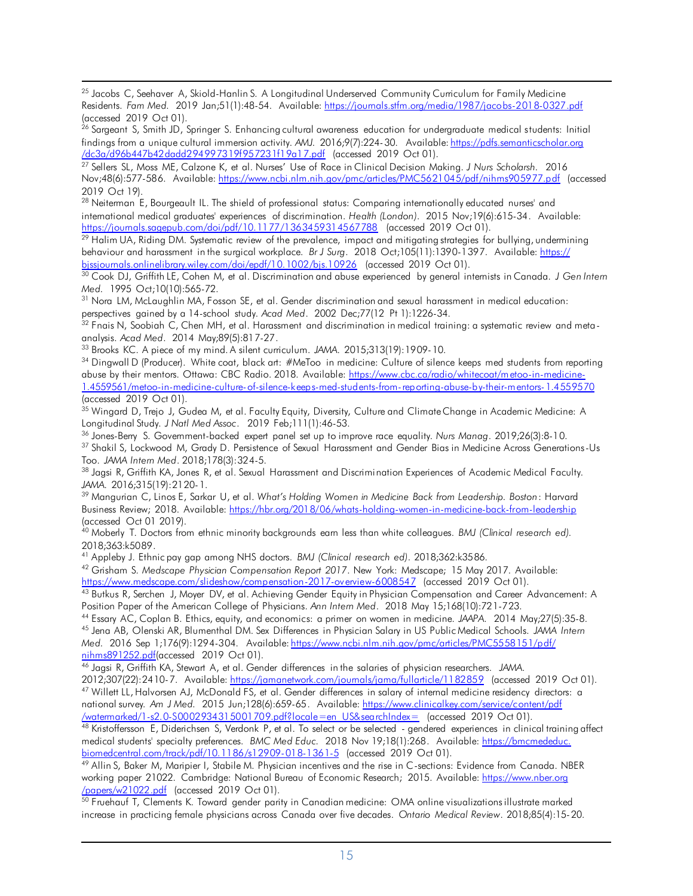[25] Jacobs C, Seehaver A, Skiold-Hanlin S. A Longitudinal Underserved Community Curriculum for Family Medicine Residents. *Fam Med.* 2019 Jan;51(1):48-54. Available: https://journals.stfm.org/media/1987/jacobs-2018-0327.pdf (accessed 2019 Oct 01).

[26] Sargeant S, Smith JD, Springer S. Enhancing cultural awareness education for undergraduate medical students: Initial findings from a unique cultural immersion activity. *AMJ.* 2016;9(7):224-30. Available: https://pdfs.semanticscholar.org/dc3a/d96b447b42dadd294997319f957231f19a17.pdf (accessed 2019 Oct 01).

[27] Sellers SL, Moss ME, Calzone K, et al. Nurses' Use of Race in Clinical Decision Making. *J Nurs Scholarsh.* 2016 Nov;48(6):577-586. Available: https://www.ncbi.nlm.nih.gov/pmc/articles/PMC5621045/pdf/nihms905977.pdf (accessed 2019 Oct 19).

[28] Neiterman E, Bourgeault IL. The shield of professional status: Comparing internationally educated nurses' and international medical graduates' experiences of discrimination. *Health (London).* 2015 Nov;19(6):615-34. Available: https://journals.sagepub.com/doi/pdf/10.1177/1363459314567788 (accessed 2019 Oct 01).

[29] Halim UA, Riding DM. Systematic review of the prevalence, impact and mitigating strategies for bullying, undermining behaviour and harassment in the surgical workplace. *Br J Surg.* 2018 Oct;105(11):1390-1397. Available: https://bjssjournals.onlinelibrary.wiley.com/doi/epdf/10.1002/bjs.10926 (accessed 2019 Oct 01).

[30] Cook DJ, Griffith LE, Cohen M, et al. Discrimination and abuse experienced by general internists in Canada. *J Gen Intern Med.* 1995 Oct;10(10):565-72.

[31] Nora LM, McLaughlin MA, Fosson SE, et al. Gender discrimination and sexual harassment in medical education: perspectives gained by a 14-school study. *Acad Med.* 2002 Dec;77(12 Pt 1):1226-34.

[32] Fnais N, Soobiah C, Chen MH, et al. Harassment and discrimination in medical training: a systematic review and meta-analysis. *Acad Med.* 2014 May;89(5):817-27.

[33] Brooks KC. A piece of my mind. A silent curriculum. *JAMA.* 2015;313(19):1909-10.

[34] Dingwall D (Producer). White coat, black art: #MeToo in medicine: Culture of silence keeps med students from reporting abuse by their mentors. Ottawa: CBC Radio. 2018. Available: https://www.cbc.ca/radio/whitecoat/metoo-in-medicine-1.4559561/metoo-in-medicine-culture-of-silence-keeps-med-students-from-reporting-abuse-by-their-mentors-1.4559570 (accessed 2019 Oct 01).

[35] Wingard D, Trejo J, Gudea M, et al. Faculty Equity, Diversity, Culture and Climate Change in Academic Medicine: A Longitudinal Study. *J Natl Med Assoc.* 2019 Feb;111(1):46-53.

[36] Jones-Berry S. Government-backed expert panel set up to improve race equality. *Nurs Manag.* 2019;26(3):8-10.

[37] Shakil S, Lockwood M, Grady D. Persistence of Sexual Harassment and Gender Bias in Medicine Across Generations-Us Too. *JAMA Intern Med.* 2018;178(3):324-5.

[38] Jagsi R, Griffith KA, Jones R, et al. Sexual Harassment and Discrimination Experiences of Academic Medical Faculty. *JAMA.* 2016;315(19):2120-1.

[39] Mangurian C, Linos E, Sarkar U, et al. *What's Holding Women in Medicine Back from Leadership. Boston*: Harvard Business Review; 2018. Available: https://hbr.org/2018/06/whats-holding-women-in-medicine-back-from-leadership (accessed Oct 01 2019).

[40] Moberly T. Doctors from ethnic minority backgrounds earn less than white colleagues. *BMJ (Clinical research ed).* 2018;363:k5089.

[41] Appleby J. Ethnic pay gap among NHS doctors. *BMJ (Clinical research ed).* 2018;362:k3586.

[42] Grisham S. *Medscape Physician Compensation Report 2017*. New York: Medscape; 15 May 2017. Available: https://www.medscape.com/slideshow/compensation-2017-overview-6008547 (accessed 2019 Oct 01).

[43] Butkus R, Serchen J, Moyer DV, et al. Achieving Gender Equity in Physician Compensation and Career Advancement: A Position Paper of the American College of Physicians. *Ann Intern Med.* 2018 May 15;168(10):721-723.

[44] Essary AC, Coplan B. Ethics, equity, and economics: a primer on women in medicine. *JAAPA.* 2014 May;27(5):35-8.

[45] Jena AB, Olenski AR, Blumenthal DM. Sex Differences in Physician Salary in US Public Medical Schools. *JAMA Intern Med.* 2016 Sep 1;176(9):1294-304. Available: https://www.ncbi.nlm.nih.gov/pmc/articles/PMC5558151/pdf/nihms891252.pdf(accessed 2019 Oct 01).

[46] Jagsi R, Griffith KA, Stewart A, et al. Gender differences in the salaries of physician researchers. *JAMA.* 2012;307(22):2410-7. Available: https://jamanetwork.com/journals/jama/fullarticle/1182859 (accessed 2019 Oct 01).

[47] Willett LL, Halvorsen AJ, McDonald FS, et al. Gender differences in salary of internal medicine residency directors: a national survey. *Am J Med.* 2015 Jun;128(6):659-65. Available: https://www.clinicalkey.com/service/content/pdf/watermarked/1-s2.0-S0002934315001709.pdf?locale=en_US&searchIndex= (accessed 2019 Oct 01).

[48] Kristoffersson E, Diderichsen S, Verdonk P, et al. To select or be selected - gendered experiences in clinical training affect medical students' specialty preferences. *BMC Med Educ.* 2018 Nov 19;18(1):268. Available: https://bmcmededuc.biomedcentral.com/track/pdf/10.1186/s12909-018-1361-5 (accessed 2019 Oct 01).

[49] Allin S, Baker M, Maripier I, Stabile M. Physician incentives and the rise in C-sections: Evidence from Canada. NBER working paper 21022. Cambridge: National Bureau of Economic Research; 2015. Available: https://www.nber.org/papers/w21022.pdf (accessed 2019 Oct 01).

[50] Fruehauf T, Clements K. Toward gender parity in Canadian medicine: OMA online visualizations illustrate marked increase in practicing female physicians across Canada over five decades. *Ontario Medical Review.* 2018;85(4):15-20.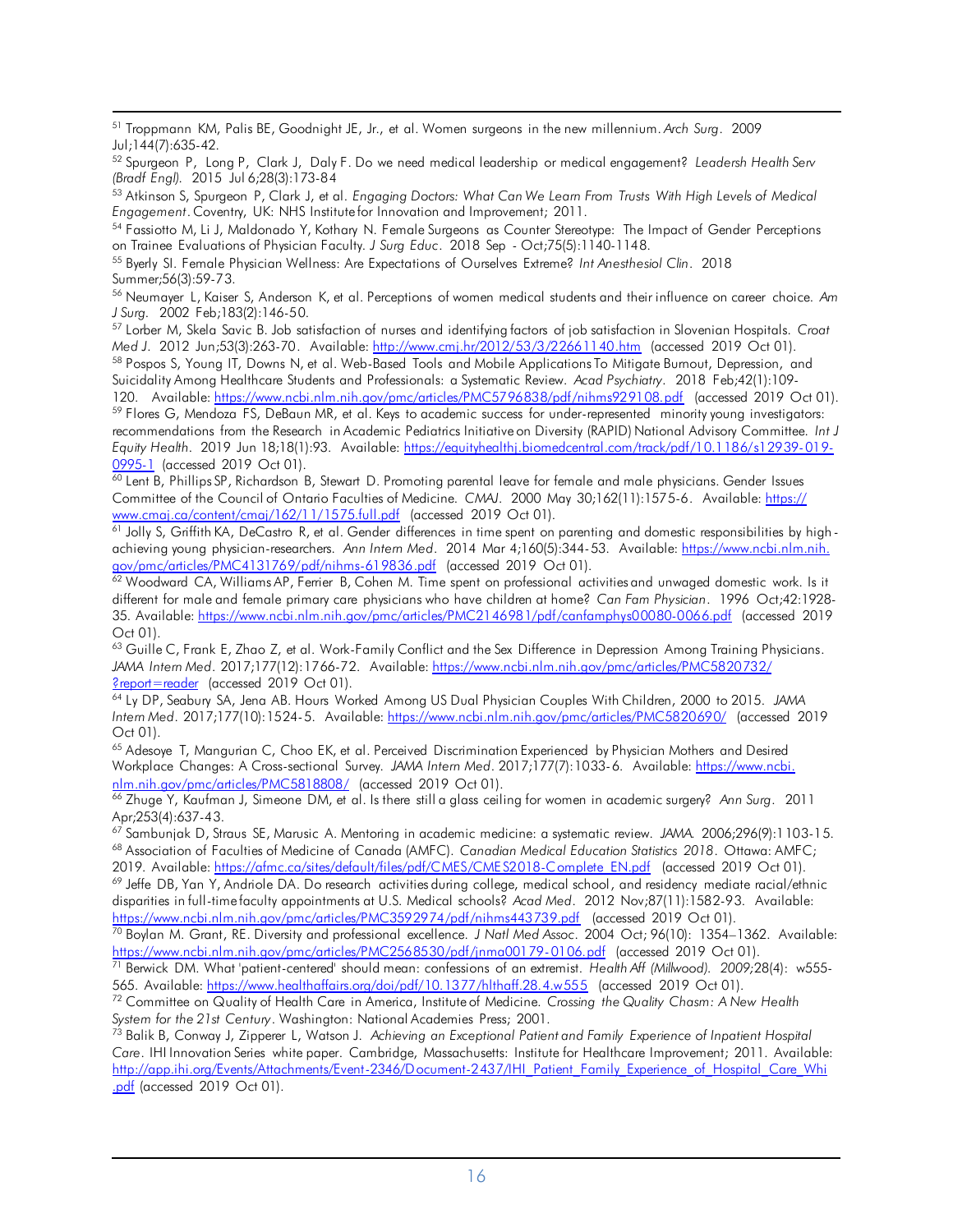[51] Troppmann KM, Palis BE, Goodnight JE, Jr., et al. Women surgeons in the new millennium. *Arch Surg*. 2009 Jul;144(7):635-42.

[52] Spurgeon P, Long P, Clark J, Daly F. Do we need medical leadership or medical engagement? *Leadersh Health Serv (Bradf Engl)*. 2015 Jul 6;28(3):173-84

[53] Atkinson S, Spurgeon P, Clark J, et al. *Engaging Doctors: What Can We Learn From Trusts With High Levels of Medical Engagement*. Coventry, UK: NHS Institute for Innovation and Improvement; 2011.

[54] Fassiotto M, Li J, Maldonado Y, Kothary N. Female Surgeons as Counter Stereotype: The Impact of Gender Perceptions on Trainee Evaluations of Physician Faculty. *J Surg Educ*. 2018 Sep - Oct;75(5):1140-1148.

[55] Byerly SI. Female Physician Wellness: Are Expectations of Ourselves Extreme? *Int Anesthesiol Clin*. 2018 Summer;56(3):59-73.

[56] Neumayer L, Kaiser S, Anderson K, et al. Perceptions of women medical students and their influence on career choice. *Am J Surg*. 2002 Feb;183(2):146-50.

[57] Lorber M, Skela Savic B. Job satisfaction of nurses and identifying factors of job satisfaction in Slovenian Hospitals. *Croat Med J*. 2012 Jun;53(3):263-70. Available: http://www.cmj.hr/2012/53/3/22661140.htm (accessed 2019 Oct 01).

[58] Pospos S, Young IT, Downs N, et al. Web-Based Tools and Mobile Applications To Mitigate Burnout, Depression, and Suicidality Among Healthcare Students and Professionals: a Systematic Review. *Acad Psychiatry*. 2018 Feb;42(1):109-120. Available: https://www.ncbi.nlm.nih.gov/pmc/articles/PMC5796838/pdf/nihms929108.pdf (accessed 2019 Oct 01).

[59] Flores G, Mendoza FS, DeBaun MR, et al. Keys to academic success for under-represented minority young investigators: recommendations from the Research in Academic Pediatrics Initiative on Diversity (RAPID) National Advisory Committee. *Int J Equity Health*. 2019 Jun 18;18(1):93. Available: https://equityhealthj.biomedcentral.com/track/pdf/10.1186/s12939-019-0995-1 (accessed 2019 Oct 01).

[60] Lent B, Phillips SP, Richardson B, Stewart D. Promoting parental leave for female and male physicians. Gender Issues Committee of the Council of Ontario Faculties of Medicine. *CMAJ*. 2000 May 30;162(11):1575-6. Available: https://www.cmaj.ca/content/cmaj/162/11/1575.full.pdf (accessed 2019 Oct 01).

[61] Jolly S, Griffith KA, DeCastro R, et al. Gender differences in time spent on parenting and domestic responsibilities by high-achieving young physician-researchers. *Ann Intern Med*. 2014 Mar 4;160(5):344-53. Available: https://www.ncbi.nlm.nih.gov/pmc/articles/PMC4131769/pdf/nihms-619836.pdf (accessed 2019 Oct 01).

[62] Woodward CA, Williams AP, Ferrier B, Cohen M. Time spent on professional activities and unwaged domestic work. Is it different for male and female primary care physicians who have children at home? *Can Fam Physician*. 1996 Oct;42:1928-35. Available: https://www.ncbi.nlm.nih.gov/pmc/articles/PMC2146981/pdf/canfamphys00080-0066.pdf (accessed 2019 Oct 01).

[63] Guille C, Frank E, Zhao Z, et al. Work-Family Conflict and the Sex Difference in Depression Among Training Physicians. *JAMA Intern Med*. 2017;177(12):1766-72. Available: https://www.ncbi.nlm.nih.gov/pmc/articles/PMC5820732/?report=reader (accessed 2019 Oct 01).

[64] Ly DP, Seabury SA, Jena AB. Hours Worked Among US Dual Physician Couples With Children, 2000 to 2015. *JAMA Intern Med*. 2017;177(10):1524-5. Available: https://www.ncbi.nlm.nih.gov/pmc/articles/PMC5820690/ (accessed 2019 Oct 01).

[65] Adesoye T, Mangurian C, Choo EK, et al. Perceived Discrimination Experienced by Physician Mothers and Desired Workplace Changes: A Cross-sectional Survey. *JAMA Intern Med*. 2017;177(7):1033-6. Available: https://www.ncbi.nlm.nih.gov/pmc/articles/PMC5818808/ (accessed 2019 Oct 01).

[66] Zhuge Y, Kaufman J, Simeone DM, et al. Is there still a glass ceiling for women in academic surgery? *Ann Surg*. 2011 Apr;253(4):637-43.

[67] Sambunjak D, Straus SE, Marusic A. Mentoring in academic medicine: a systematic review. *JAMA*. 2006;296(9):1103-15.

[68] Association of Faculties of Medicine of Canada (AMFC). *Canadian Medical Education Statistics 2018*. Ottawa: AMFC; 2019. Available: https://afmc.ca/sites/default/files/pdf/CMES/CMES2018-Complete_EN.pdf (accessed 2019 Oct 01).

[69] Jeffe DB, Yan Y, Andriole DA. Do research activities during college, medical school, and residency mediate racial/ethnic disparities in full-time faculty appointments at U.S. Medical schools? *Acad Med*. 2012 Nov;87(11):1582-93. Available: https://www.ncbi.nlm.nih.gov/pmc/articles/PMC3592974/pdf/nihms443739.pdf (accessed 2019 Oct 01).

[70] Boylan M. Grant, RE. Diversity and professional excellence. *J Natl Med Assoc*. 2004 Oct; 96(10): 1354–1362. Available: https://www.ncbi.nlm.nih.gov/pmc/articles/PMC2568530/pdf/jnma00179-0106.pdf (accessed 2019 Oct 01).

[71] Berwick DM. What 'patient-centered' should mean: confessions of an extremist. *Health Aff (Millwood). 2009*;28(4): w555-565. Available: https://www.healthaffairs.org/doi/pdf/10.1377/hlthaff.28.4.w555 (accessed 2019 Oct 01).

[72] Committee on Quality of Health Care in America, Institute of Medicine. *Crossing the Quality Chasm: A New Health System for the 21st Century*. Washington: National Academies Press; 2001.

[73] Balik B, Conway J, Zipperer L, Watson J. *Achieving an Exceptional Patient and Family Experience of Inpatient Hospital Care*. IHI Innovation Series white paper. Cambridge, Massachusetts: Institute for Healthcare Improvement; 2011. Available: http://app.ihi.org/Events/Attachments/Event-2346/Document-2437/IHI_Patient_Family_Experience_of_Hospital_Care_Whi.pdf (accessed 2019 Oct 01).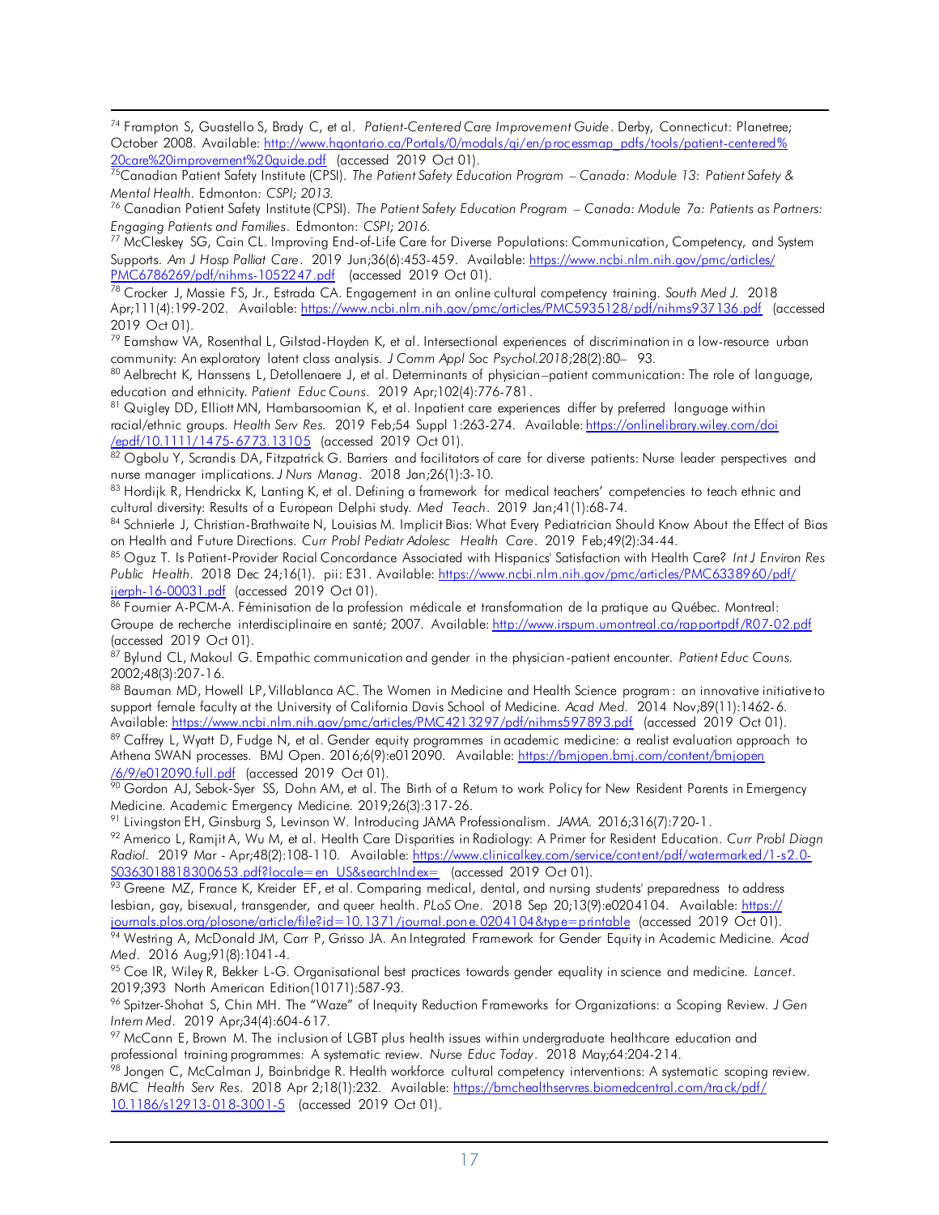[74] Frampton S, Guastello S, Brady C, et al. *Patient-Centered Care Improvement Guide*. Derby, Connecticut: Planetree; October 2008. Available: http://www.hqontario.ca/Portals/0/modals/qi/en/processmap_pdfs/tools/patient-centered%20care%20improvement%20guide.pdf (accessed 2019 Oct 01).

[75] Canadian Patient Safety Institute (CPSI). *The Patient Safety Education Program – Canada: Module 13: Patient Safety & Mental Health*. Edmonton: *CSPI; 2013.*

[76] Canadian Patient Safety Institute (CPSI). *The Patient Safety Education Program – Canada: Module 7a: Patients as Partners: Engaging Patients and Families*. Edmonton: *CSPI; 2016.*

[77] McCleskey SG, Cain CL. Improving End-of-Life Care for Diverse Populations: Communication, Competency, and System Supports. *Am J Hosp Palliat Care*. 2019 Jun;36(6):453-459. Available: https://www.ncbi.nlm.nih.gov/pmc/articles/PMC6786269/pdf/nihms-1052247.pdf (accessed 2019 Oct 01).

[78] Crocker J, Massie FS, Jr., Estrada CA. Engagement in an online cultural competency training. *South Med J*. 2018 Apr;111(4):199-202. Available: https://www.ncbi.nlm.nih.gov/pmc/articles/PMC5935128/pdf/nihms937136.pdf (accessed 2019 Oct 01).

[79] Earnshaw VA, Rosenthal L, Gilstad-Hayden K, et al. Intersectional experiences of discrimination in a low-resource urban community: An exploratory latent class analysis. *J Comm Appl Soc Psychol.*2018;28(2):80– 93.

[80] Aelbrecht K, Hanssens L, Detollenaere J, et al. Determinants of physician–patient communication: The role of language, education and ethnicity. *Patient Educ Couns*. 2019 Apr;102(4):776-781.

[81] Quigley DD, Elliott MN, Hambarsoomian K, et al. Inpatient care experiences differ by preferred language within racial/ethnic groups. *Health Serv Res*. 2019 Feb;54 Suppl 1:263-274. Available: https://onlinelibrary.wiley.com/doi/epdf/10.1111/1475-6773.13105 (accessed 2019 Oct 01).

[82] Ogbolu Y, Scrandis DA, Fitzpatrick G. Barriers and facilitators of care for diverse patients: Nurse leader perspectives and nurse manager implications. *J Nurs Manag*. 2018 Jan;26(1):3-10.

[83] Hordijk R, Hendrickx K, Lanting K, et al. Defining a framework for medical teachers' competencies to teach ethnic and cultural diversity: Results of a European Delphi study. *Med Teach*. 2019 Jan;41(1):68-74.

[84] Schnierle J, Christian-Brathwaite N, Louisias M. Implicit Bias: What Every Pediatrician Should Know About the Effect of Bias on Health and Future Directions. *Curr Probl Pediatr Adolesc Health Care*. 2019 Feb;49(2):34-44.

[85] Oguz T. Is Patient-Provider Racial Concordance Associated with Hispanics' Satisfaction with Health Care? *Int J Environ Res Public Health*. 2018 Dec 24;16(1). pii: E31. Available: https://www.ncbi.nlm.nih.gov/pmc/articles/PMC6338960/pdf/ijerph-16-00031.pdf (accessed 2019 Oct 01).

[86] Fournier A-PCM-A. Féminisation de la profession médicale et transformation de la pratique au Québec. Montreal: Groupe de recherche interdisciplinaire en santé; 2007. Available: http://www.irspum.umontreal.ca/rapportpdf/R07-02.pdf (accessed 2019 Oct 01).

[87] Bylund CL, Makoul G. Empathic communication and gender in the physician-patient encounter. *Patient Educ Couns.* 2002;48(3):207-16.

[88] Bauman MD, Howell LP, Villablanca AC. The Women in Medicine and Health Science program: an innovative initiative to support female faculty at the University of California Davis School of Medicine. *Acad Med*. 2014 Nov;89(11):1462-6. Available: https://www.ncbi.nlm.nih.gov/pmc/articles/PMC4213297/pdf/nihms597893.pdf (accessed 2019 Oct 01).

[89] Caffrey L, Wyatt D, Fudge N, et al. Gender equity programmes in academic medicine: a realist evaluation approach to Athena SWAN processes. BMJ Open. 2016;6(9):e012090. Available: https://bmjopen.bmj.com/content/bmjopen/6/9/e012090.full.pdf (accessed 2019 Oct 01).

[90] Gordon AJ, Sebok-Syer SS, Dohn AM, et al. The Birth of a Return to work Policy for New Resident Parents in Emergency Medicine. Academic Emergency Medicine. 2019;26(3):317-26.

[91] Livingston EH, Ginsburg S, Levinson W. Introducing JAMA Professionalism. *JAMA*. 2016;316(7):720-1.

[92] Americo L, Ramjit A, Wu M, et al. Health Care Disparities in Radiology: A Primer for Resident Education. *Curr Probl Diagn Radiol*. 2019 Mar - Apr;48(2):108-110. Available: https://www.clinicalkey.com/service/content/pdf/watermarked/1-s2.0-S0363018818300653.pdf?locale=en_US&searchIndex= (accessed 2019 Oct 01).

[93] Greene MZ, France K, Kreider EF, et al. Comparing medical, dental, and nursing students' preparedness to address lesbian, gay, bisexual, transgender, and queer health. *PLoS One*. 2018 Sep 20;13(9):e0204104. Available: https://journals.plos.org/plosone/article/file?id=10.1371/journal.pone.0204104&type=printable (accessed 2019 Oct 01).

[94] Westring A, McDonald JM, Carr P, Grisso JA. An Integrated Framework for Gender Equity in Academic Medicine. *Acad Med*. 2016 Aug;91(8):1041-4.

[95] Coe IR, Wiley R, Bekker L-G. Organisational best practices towards gender equality in science and medicine. *Lancet*. 2019;393 North American Edition(10171):587-93.

[96] Spitzer-Shohat S, Chin MH. The "Waze" of Inequity Reduction Frameworks for Organizations: a Scoping Review. *J Gen Intern Med*. 2019 Apr;34(4):604-617.

[97] McCann E, Brown M. The inclusion of LGBT plus health issues within undergraduate healthcare education and professional training programmes: A systematic review. *Nurse Educ Today*. 2018 May;64:204-214.

[98] Jongen C, McCalman J, Bainbridge R. Health workforce cultural competency interventions: A systematic scoping review. *BMC Health Serv Res*. 2018 Apr 2;18(1):232. Available: https://bmchealthservres.biomedcentral.com/track/pdf/10.1186/s12913-018-3001-5 (accessed 2019 Oct 01).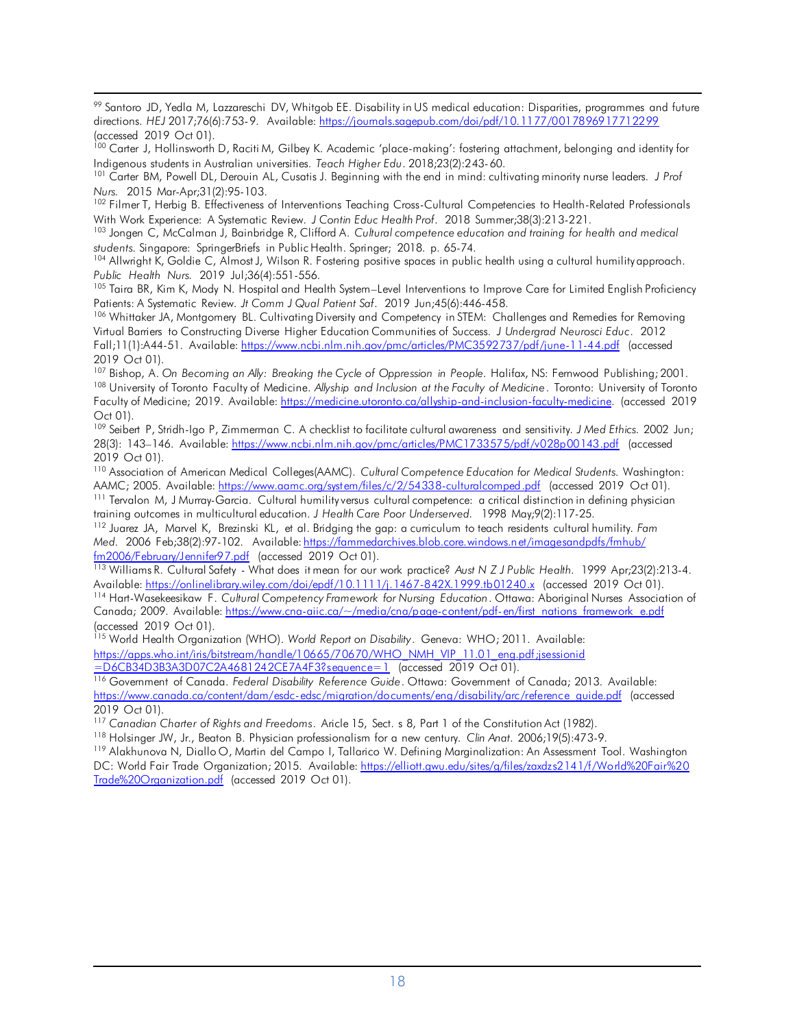[99] Santoro JD, Yedla M, Lazzareschi DV, Whitgob EE. Disability in US medical education: Disparities, programmes and future directions. *HEJ* 2017;76(6):753-9. Available: https://journals.sagepub.com/doi/pdf/10.1177/0017896917712299 (accessed 2019 Oct 01).

[100] Carter J, Hollinsworth D, Raciti M, Gilbey K. Academic 'place-making': fostering attachment, belonging and identity for Indigenous students in Australian universities. *Teach Higher Edu*. 2018;23(2):243-60.

[101] Carter BM, Powell DL, Derouin AL, Cusatis J. Beginning with the end in mind: cultivating minority nurse leaders. *J Prof Nurs.* 2015 Mar-Apr;31(2):95-103.

[102] Filmer T, Herbig B. Effectiveness of Interventions Teaching Cross-Cultural Competencies to Health-Related Professionals With Work Experience: A Systematic Review. *J Contin Educ Health Prof*. 2018 Summer;38(3):213-221.

[103] Jongen C, McCalman J, Bainbridge R, Clifford A. *Cultural competence education and training for health and medical students.* Singapore: SpringerBriefs in Public Health. Springer; 2018. p. 65-74.

[104] Allwright K, Goldie C, Almost J, Wilson R. Fostering positive spaces in public health using a cultural humility approach. *Public Health Nurs.* 2019 Jul;36(4):551-556.

[105] Taira BR, Kim K, Mody N. Hospital and Health System–Level Interventions to Improve Care for Limited English Proficiency Patients: A Systematic Review. *Jt Comm J Qual Patient Saf*. 2019 Jun;45(6):446-458.

[106] Whittaker JA, Montgomery BL. Cultivating Diversity and Competency in STEM: Challenges and Remedies for Removing Virtual Barriers to Constructing Diverse Higher Education Communities of Success. *J Undergrad Neurosci Educ*. 2012 Fall;11(1):A44-51. Available: https://www.ncbi.nlm.nih.gov/pmc/articles/PMC3592737/pdf/june-11-44.pdf (accessed 2019 Oct 01).

[107] Bishop, A. *On Becoming an Ally: Breaking the Cycle of Oppression in People*. Halifax, NS: Fernwood Publishing; 2001.

[108] University of Toronto Faculty of Medicine. *Allyship and Inclusion at the Faculty of Medicine*. Toronto: University of Toronto Faculty of Medicine; 2019. Available: https://medicine.utoronto.ca/allyship-and-inclusion-faculty-medicine. (accessed 2019 Oct 01).

[109] Seibert P, Stridh-Igo P, Zimmerman C. A checklist to facilitate cultural awareness and sensitivity. *J Med Ethics.* 2002 Jun; 28(3): 143–146. Available: https://www.ncbi.nlm.nih.gov/pmc/articles/PMC1733575/pdf/v028p00143.pdf (accessed 2019 Oct 01).

[110] Association of American Medical Colleges(AAMC). *Cultural Competence Education for Medical Students.* Washington: AAMC; 2005. Available: https://www.aamc.org/system/files/c/2/54338-culturalcomped.pdf (accessed 2019 Oct 01).

[111] Tervalon M, J Murray-Garcia. Cultural humility versus cultural competence: a critical distinction in defining physician training outcomes in multicultural education. *J Health Care Poor Underserved.* 1998 May;9(2):117-25.

[112] Juarez JA, Marvel K, Brezinski KL, et al. Bridging the gap: a curriculum to teach residents cultural humility. *Fam Med.* 2006 Feb;38(2):97-102. Available: https://fammedarchives.blob.core.windows.net/imagesandpdfs/fmhub/fm2006/February/Jennifer97.pdf (accessed 2019 Oct 01).

[113] Williams R. Cultural Safety - What does it mean for our work practice? *Aust N Z J Public Health.* 1999 Apr;23(2):213-4. Available: https://onlinelibrary.wiley.com/doi/epdf/10.1111/j.1467-842X.1999.tb01240.x (accessed 2019 Oct 01).

[114] Hart-Wasekeesikaw F. *Cultural Competency Framework for Nursing Education*. Ottawa: Aboriginal Nurses Association of Canada; 2009. Available: https://www.cna-aiic.ca/~/media/cna/page-content/pdf-en/first_nations_framework_e.pdf (accessed 2019 Oct 01).

[115] World Health Organization (WHO). *World Report on Disability*. Geneva: WHO; 2011. Available: https://apps.who.int/iris/bitstream/handle/10665/70670/WHO_NMH_VIP_11.01_eng.pdf;jsessionid=D6CB34D3B3A3D07C2A4681242CE7A4F3?sequence=1 (accessed 2019 Oct 01).

[116] Government of Canada. *Federal Disability Reference Guide*. Ottawa: Government of Canada; 2013. Available: https://www.canada.ca/content/dam/esdc-edsc/migration/documents/eng/disability/arc/reference_guide.pdf (accessed 2019 Oct 01).

[117] *Canadian Charter of Rights and Freedoms*. Aricle 15, Sect. s 8, Part 1 of the Constitution Act (1982).

[118] Holsinger JW, Jr., Beaton B. Physician professionalism for a new century. *Clin Anat.* 2006;19(5):473-9.

[119] Alakhunova N, Diallo O, Martin del Campo I, Tallarico W. Defining Marginalization: An Assessment Tool. Washington DC: World Fair Trade Organization; 2015. Available: https://elliott.gwu.edu/sites/g/files/zaxdzs2141/f/World%20Fair%20Trade%20Organization.pdf (accessed 2019 Oct 01).